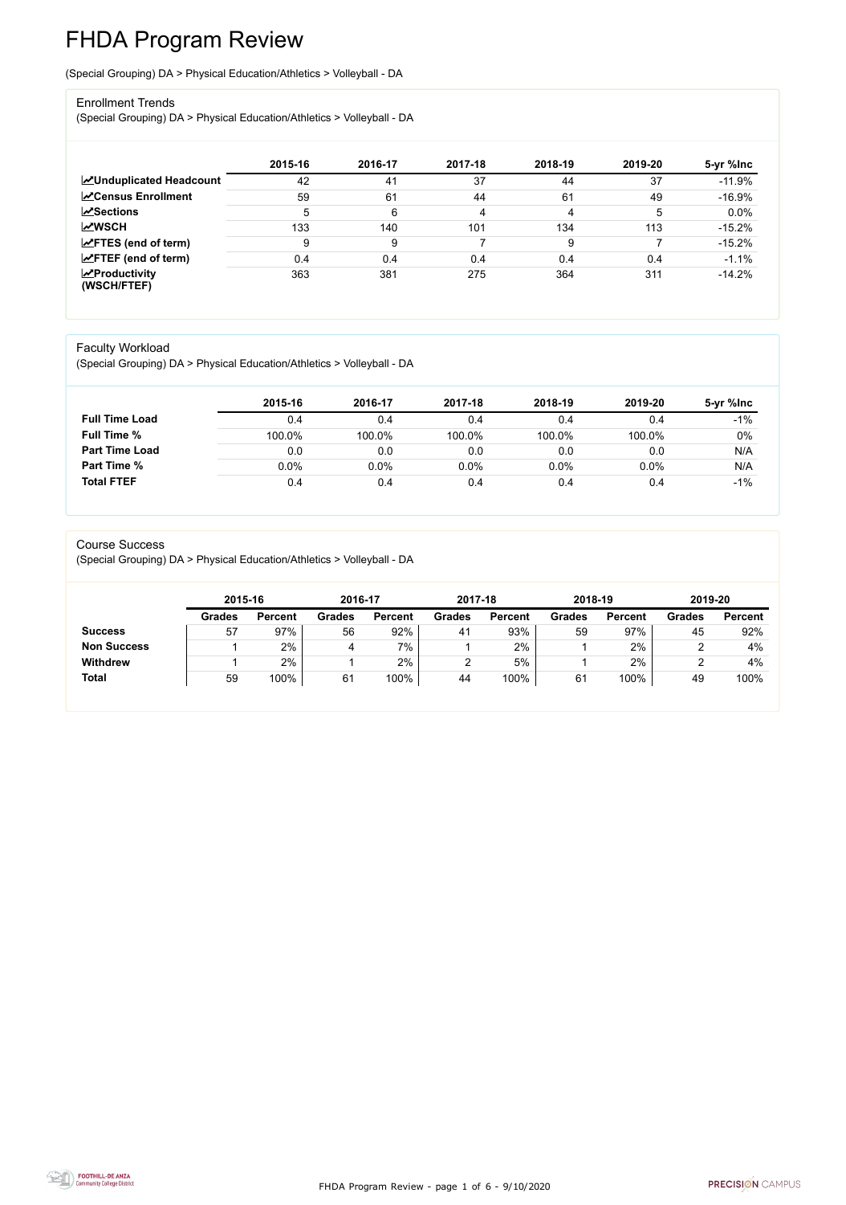# FHDA Program Review

(Special Grouping) DA > Physical Education/Athletics > Volleyball - DA

## Enrollment Trends

(Special Grouping) DA > Physical Education/Athletics > Volleyball - DA

| | 2015-16 | 2016-17 | 2017-18 | 2018-19 | 2019-20 | 5-yr %Inc |
|---|---|---|---|---|---|---|
| **Unduplicated Headcount** | 42 | 41 | 37 | 44 | 37 | -11.9% |
| **Census Enrollment** | 59 | 61 | 44 | 61 | 49 | -16.9% |
| **Sections** | 5 | 6 | 4 | 4 | 5 | 0.0% |
| **WSCH** | 133 | 140 | 101 | 134 | 113 | -15.2% |
| **FTES (end of term)** | 9 | 9 | 7 | 9 | 7 | -15.2% |
| **FTEF (end of term)** | 0.4 | 0.4 | 0.4 | 0.4 | 0.4 | -1.1% |
| **Productivity (WSCH/FTEF)** | 363 | 381 | 275 | 364 | 311 | -14.2% |

## Faculty Workload

(Special Grouping) DA > Physical Education/Athletics > Volleyball - DA

| | 2015-16 | 2016-17 | 2017-18 | 2018-19 | 2019-20 | 5-yr %Inc |
|---|---|---|---|---|---|---|
| **Full Time Load** | 0.4 | 0.4 | 0.4 | 0.4 | 0.4 | -1% |
| **Full Time %** | 100.0% | 100.0% | 100.0% | 100.0% | 100.0% | 0% |
| **Part Time Load** | 0.0 | 0.0 | 0.0 | 0.0 | 0.0 | N/A |
| **Part Time %** | 0.0% | 0.0% | 0.0% | 0.0% | 0.0% | N/A |
| **Total FTEF** | 0.4 | 0.4 | 0.4 | 0.4 | 0.4 | -1% |

## Course Success

(Special Grouping) DA > Physical Education/Athletics > Volleyball - DA

| | 2015-16 | | 2016-17 | | 2017-18 | | 2018-19 | | 2019-20 | |
|---|---|---|---|---|---|---|---|---|---|---|
| | **Grades** | **Percent** | **Grades** | **Percent** | **Grades** | **Percent** | **Grades** | **Percent** | **Grades** | **Percent** |
| **Success** | 57 | 97% | 56 | 92% | 41 | 93% | 59 | 97% | 45 | 92% |
| **Non Success** | 1 | 2% | 4 | 7% | 1 | 2% | 1 | 2% | 2 | 4% |
| **Withdrew** | 1 | 2% | 1 | 2% | 2 | 5% | 1 | 2% | 2 | 4% |
| **Total** | 59 | 100% | 61 | 100% | 44 | 100% | 61 | 100% | 49 | 100% |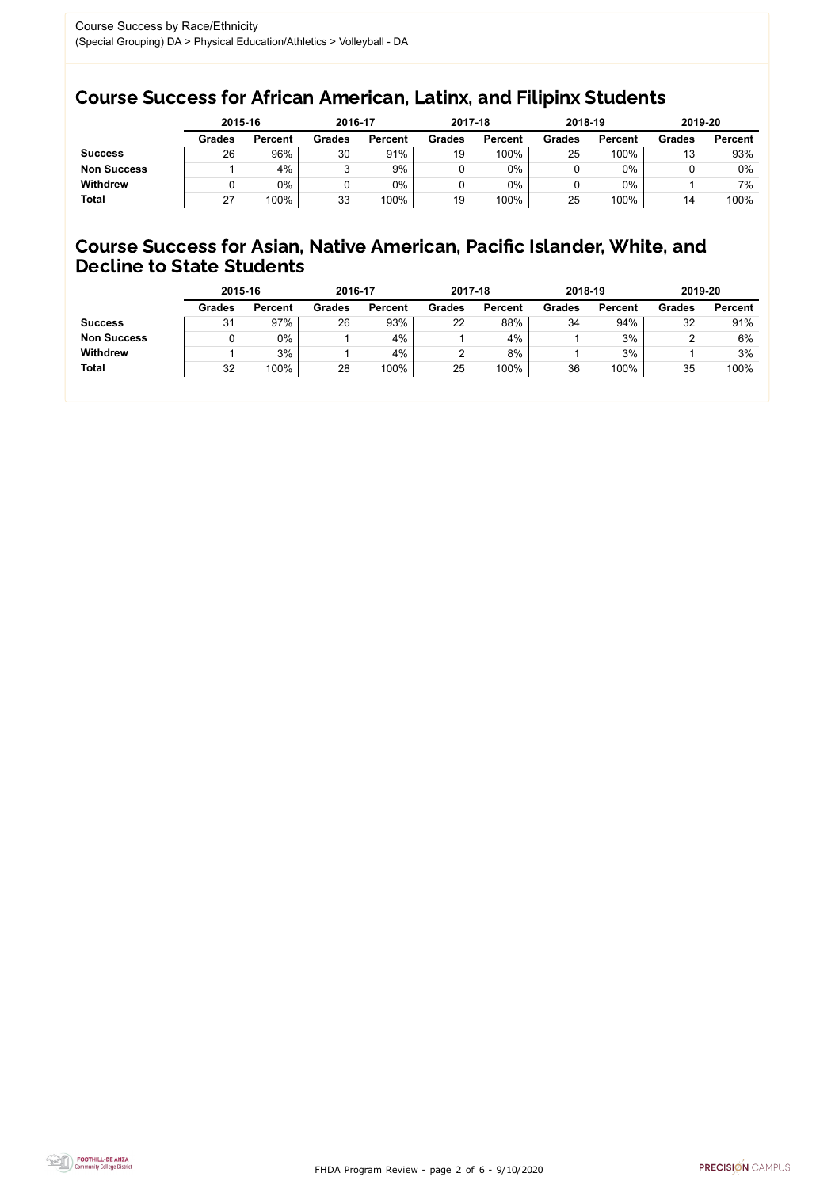Course Success by Race/Ethnicity
(Special Grouping) DA > Physical Education/Athletics > Volleyball - DA

## Course Success for African American, Latinx, and Filipinx Students

| | 2015-16 | | 2016-17 | | 2017-18 | | 2018-19 | | 2019-20 | |
|---|---|---|---|---|---|---|---|---|---|---|
| | **Grades** | **Percent** | **Grades** | **Percent** | **Grades** | **Percent** | **Grades** | **Percent** | **Grades** | **Percent** |
| **Success** | 26 | 96% | 30 | 91% | 19 | 100% | 25 | 100% | 13 | 93% |
| **Non Success** | 1 | 4% | 3 | 9% | 0 | 0% | 0 | 0% | 0 | 0% |
| **Withdrew** | 0 | 0% | 0 | 0% | 0 | 0% | 0 | 0% | 1 | 7% |
| **Total** | 27 | 100% | 33 | 100% | 19 | 100% | 25 | 100% | 14 | 100% |

## Course Success for Asian, Native American, Pacific Islander, White, and Decline to State Students

| | 2015-16 | | 2016-17 | | 2017-18 | | 2018-19 | | 2019-20 | |
|---|---|---|---|---|---|---|---|---|---|---|
| | **Grades** | **Percent** | **Grades** | **Percent** | **Grades** | **Percent** | **Grades** | **Percent** | **Grades** | **Percent** |
| **Success** | 31 | 97% | 26 | 93% | 22 | 88% | 34 | 94% | 32 | 91% |
| **Non Success** | 0 | 0% | 1 | 4% | 1 | 4% | 1 | 3% | 2 | 6% |
| **Withdrew** | 1 | 3% | 1 | 4% | 2 | 8% | 1 | 3% | 1 | 3% |
| **Total** | 32 | 100% | 28 | 100% | 25 | 100% | 36 | 100% | 35 | 100% |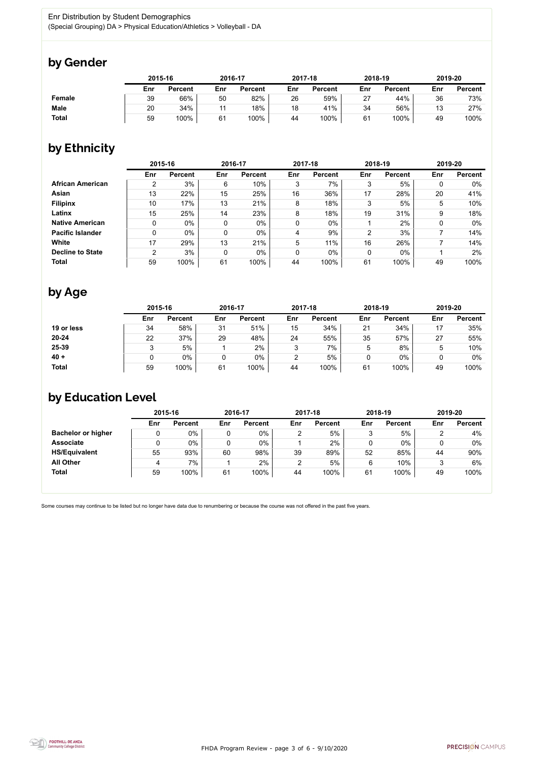Enr Distribution by Student Demographics
(Special Grouping) DA > Physical Education/Athletics > Volleyball - DA

## by Gender

| | 2015-16 | | 2016-17 | | 2017-18 | | 2018-19 | | 2019-20 | |
|---|---|---|---|---|---|---|---|---|---|---|
| | Enr | Percent | Enr | Percent | Enr | Percent | Enr | Percent | Enr | Percent |
| **Female** | 39 | 66% | 50 | 82% | 26 | 59% | 27 | 44% | 36 | 73% |
| **Male** | 20 | 34% | 11 | 18% | 18 | 41% | 34 | 56% | 13 | 27% |
| **Total** | 59 | 100% | 61 | 100% | 44 | 100% | 61 | 100% | 49 | 100% |

## by Ethnicity

| | 2015-16 | | 2016-17 | | 2017-18 | | 2018-19 | | 2019-20 | |
|---|---|---|---|---|---|---|---|---|---|---|
| | Enr | Percent | Enr | Percent | Enr | Percent | Enr | Percent | Enr | Percent |
| **African American** | 2 | 3% | 6 | 10% | 3 | 7% | 3 | 5% | 0 | 0% |
| **Asian** | 13 | 22% | 15 | 25% | 16 | 36% | 17 | 28% | 20 | 41% |
| **Filipinx** | 10 | 17% | 13 | 21% | 8 | 18% | 3 | 5% | 5 | 10% |
| **Latinx** | 15 | 25% | 14 | 23% | 8 | 18% | 19 | 31% | 9 | 18% |
| **Native American** | 0 | 0% | 0 | 0% | 0 | 0% | 1 | 2% | 0 | 0% |
| **Pacific Islander** | 0 | 0% | 0 | 0% | 4 | 9% | 2 | 3% | 7 | 14% |
| **White** | 17 | 29% | 13 | 21% | 5 | 11% | 16 | 26% | 7 | 14% |
| **Decline to State** | 2 | 3% | 0 | 0% | 0 | 0% | 0 | 0% | 1 | 2% |
| **Total** | 59 | 100% | 61 | 100% | 44 | 100% | 61 | 100% | 49 | 100% |

## by Age

| | 2015-16 | | 2016-17 | | 2017-18 | | 2018-19 | | 2019-20 | |
|---|---|---|---|---|---|---|---|---|---|---|
| | Enr | Percent | Enr | Percent | Enr | Percent | Enr | Percent | Enr | Percent |
| **19 or less** | 34 | 58% | 31 | 51% | 15 | 34% | 21 | 34% | 17 | 35% |
| **20-24** | 22 | 37% | 29 | 48% | 24 | 55% | 35 | 57% | 27 | 55% |
| **25-39** | 3 | 5% | 1 | 2% | 3 | 7% | 5 | 8% | 5 | 10% |
| **40 +** | 0 | 0% | 0 | 0% | 2 | 5% | 0 | 0% | 0 | 0% |
| **Total** | 59 | 100% | 61 | 100% | 44 | 100% | 61 | 100% | 49 | 100% |

## by Education Level

| | 2015-16 | | 2016-17 | | 2017-18 | | 2018-19 | | 2019-20 | |
|---|---|---|---|---|---|---|---|---|---|---|
| | Enr | Percent | Enr | Percent | Enr | Percent | Enr | Percent | Enr | Percent |
| **Bachelor or higher** | 0 | 0% | 0 | 0% | 2 | 5% | 3 | 5% | 2 | 4% |
| **Associate** | 0 | 0% | 0 | 0% | 1 | 2% | 0 | 0% | 0 | 0% |
| **HS/Equivalent** | 55 | 93% | 60 | 98% | 39 | 89% | 52 | 85% | 44 | 90% |
| **All Other** | 4 | 7% | 1 | 2% | 2 | 5% | 6 | 10% | 3 | 6% |
| **Total** | 59 | 100% | 61 | 100% | 44 | 100% | 61 | 100% | 49 | 100% |

Some courses may continue to be listed but no longer have data due to renumbering or because the course was not offered in the past five years.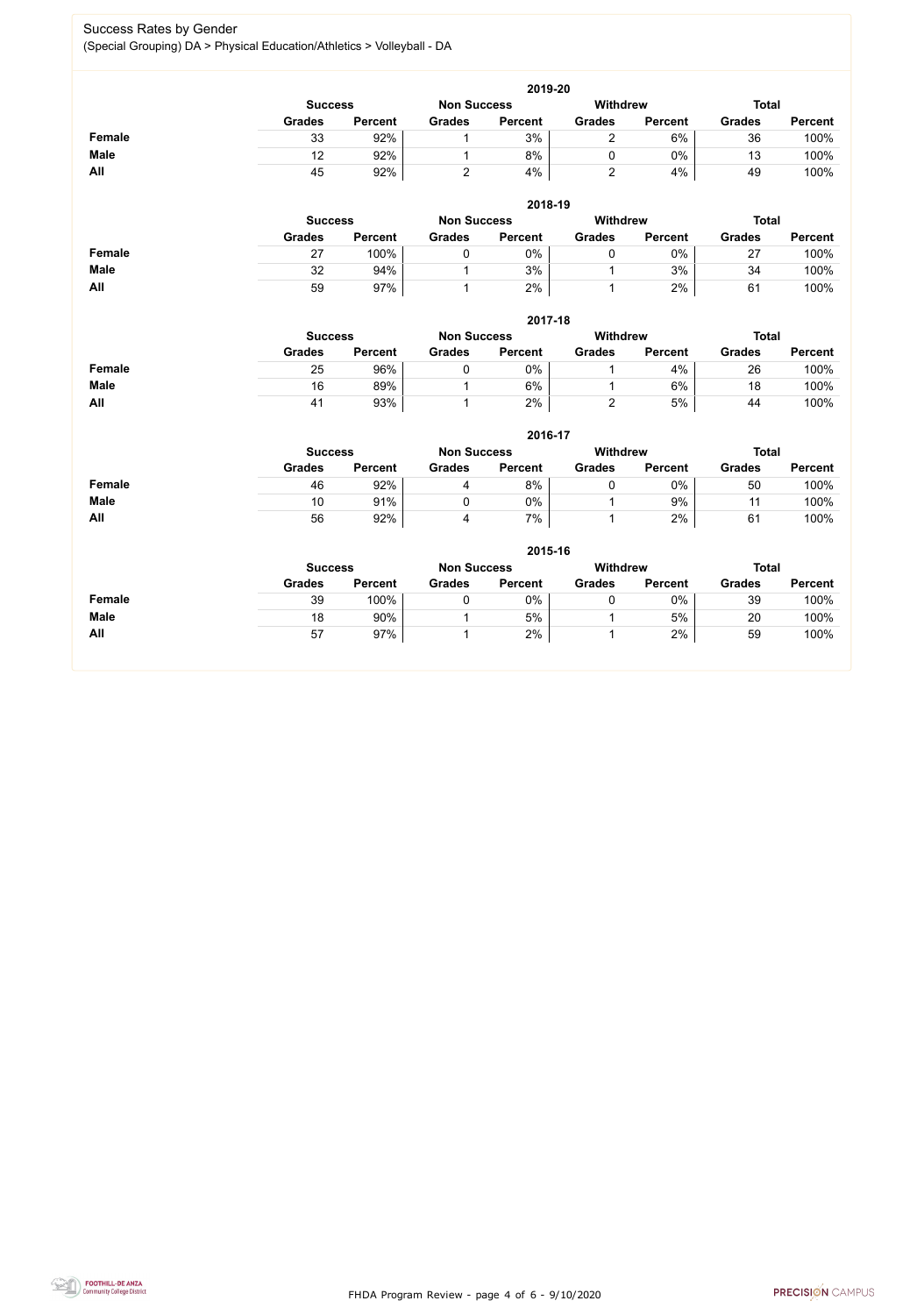## Success Rates by Gender

(Special Grouping) DA > Physical Education/Athletics > Volleyball - DA

### 2019-20

| | Success | | Non Success | | Withdrew | | Total | |
|---|---|---|---|---|---|---|---|---|
| | Grades | Percent | Grades | Percent | Grades | Percent | Grades | Percent |
| **Female** | 33 | 92% | 1 | 3% | 2 | 6% | 36 | 100% |
| **Male** | 12 | 92% | 1 | 8% | 0 | 0% | 13 | 100% |
| **All** | 45 | 92% | 2 | 4% | 2 | 4% | 49 | 100% |

### 2018-19

| | Success | | Non Success | | Withdrew | | Total | |
|---|---|---|---|---|---|---|---|---|
| | Grades | Percent | Grades | Percent | Grades | Percent | Grades | Percent |
| **Female** | 27 | 100% | 0 | 0% | 0 | 0% | 27 | 100% |
| **Male** | 32 | 94% | 1 | 3% | 1 | 3% | 34 | 100% |
| **All** | 59 | 97% | 1 | 2% | 1 | 2% | 61 | 100% |

### 2017-18

| | Success | | Non Success | | Withdrew | | Total | |
|---|---|---|---|---|---|---|---|---|
| | Grades | Percent | Grades | Percent | Grades | Percent | Grades | Percent |
| **Female** | 25 | 96% | 0 | 0% | 1 | 4% | 26 | 100% |
| **Male** | 16 | 89% | 1 | 6% | 1 | 6% | 18 | 100% |
| **All** | 41 | 93% | 1 | 2% | 2 | 5% | 44 | 100% |

### 2016-17

| | Success | | Non Success | | Withdrew | | Total | |
|---|---|---|---|---|---|---|---|---|
| | Grades | Percent | Grades | Percent | Grades | Percent | Grades | Percent |
| **Female** | 46 | 92% | 4 | 8% | 0 | 0% | 50 | 100% |
| **Male** | 10 | 91% | 0 | 0% | 1 | 9% | 11 | 100% |
| **All** | 56 | 92% | 4 | 7% | 1 | 2% | 61 | 100% |

### 2015-16

| | Success | | Non Success | | Withdrew | | Total | |
|---|---|---|---|---|---|---|---|---|
| | Grades | Percent | Grades | Percent | Grades | Percent | Grades | Percent |
| **Female** | 39 | 100% | 0 | 0% | 0 | 0% | 39 | 100% |
| **Male** | 18 | 90% | 1 | 5% | 1 | 5% | 20 | 100% |
| **All** | 57 | 97% | 1 | 2% | 1 | 2% | 59 | 100% |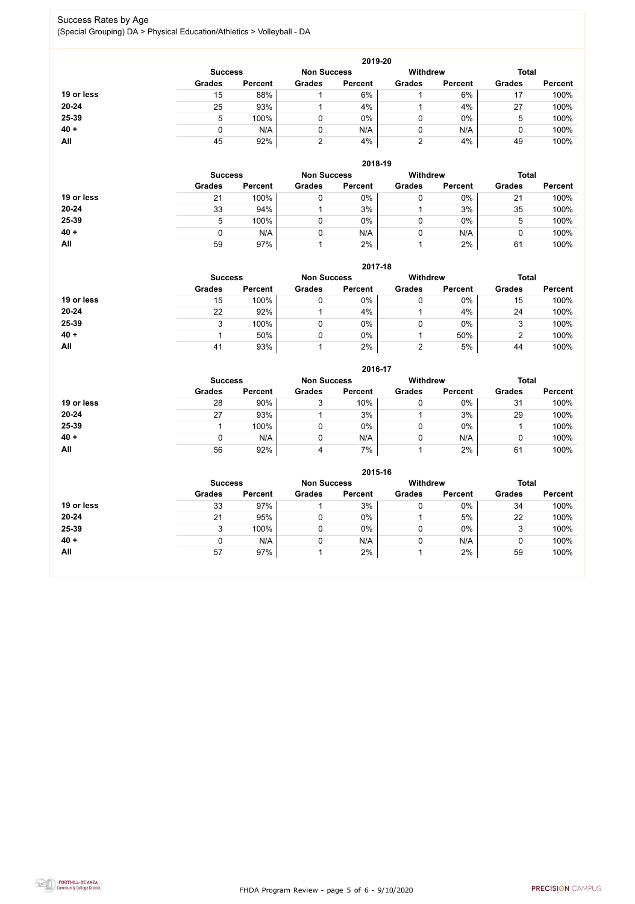Success Rates by Age

(Special Grouping) DA > Physical Education/Athletics > Volleyball - DA

**2019-20**

| | Success | | Non Success | | Withdrew | | Total | |
|---|---|---|---|---|---|---|---|---|
| | Grades | Percent | Grades | Percent | Grades | Percent | Grades | Percent |
| **19 or less** | 15 | 88% | 1 | 6% | 1 | 6% | 17 | 100% |
| **20-24** | 25 | 93% | 1 | 4% | 1 | 4% | 27 | 100% |
| **25-39** | 5 | 100% | 0 | 0% | 0 | 0% | 5 | 100% |
| **40 +** | 0 | N/A | 0 | N/A | 0 | N/A | 0 | 100% |
| **All** | 45 | 92% | 2 | 4% | 2 | 4% | 49 | 100% |

**2018-19**

| | Success | | Non Success | | Withdrew | | Total | |
|---|---|---|---|---|---|---|---|---|
| | Grades | Percent | Grades | Percent | Grades | Percent | Grades | Percent |
| **19 or less** | 21 | 100% | 0 | 0% | 0 | 0% | 21 | 100% |
| **20-24** | 33 | 94% | 1 | 3% | 1 | 3% | 35 | 100% |
| **25-39** | 5 | 100% | 0 | 0% | 0 | 0% | 5 | 100% |
| **40 +** | 0 | N/A | 0 | N/A | 0 | N/A | 0 | 100% |
| **All** | 59 | 97% | 1 | 2% | 1 | 2% | 61 | 100% |

**2017-18**

| | Success | | Non Success | | Withdrew | | Total | |
|---|---|---|---|---|---|---|---|---|
| | Grades | Percent | Grades | Percent | Grades | Percent | Grades | Percent |
| **19 or less** | 15 | 100% | 0 | 0% | 0 | 0% | 15 | 100% |
| **20-24** | 22 | 92% | 1 | 4% | 1 | 4% | 24 | 100% |
| **25-39** | 3 | 100% | 0 | 0% | 0 | 0% | 3 | 100% |
| **40 +** | 1 | 50% | 0 | 0% | 1 | 50% | 2 | 100% |
| **All** | 41 | 93% | 1 | 2% | 2 | 5% | 44 | 100% |

**2016-17**

| | Success | | Non Success | | Withdrew | | Total | |
|---|---|---|---|---|---|---|---|---|
| | Grades | Percent | Grades | Percent | Grades | Percent | Grades | Percent |
| **19 or less** | 28 | 90% | 3 | 10% | 0 | 0% | 31 | 100% |
| **20-24** | 27 | 93% | 1 | 3% | 1 | 3% | 29 | 100% |
| **25-39** | 1 | 100% | 0 | 0% | 0 | 0% | 1 | 100% |
| **40 +** | 0 | N/A | 0 | N/A | 0 | N/A | 0 | 100% |
| **All** | 56 | 92% | 4 | 7% | 1 | 2% | 61 | 100% |

**2015-16**

| | Success | | Non Success | | Withdrew | | Total | |
|---|---|---|---|---|---|---|---|---|
| | Grades | Percent | Grades | Percent | Grades | Percent | Grades | Percent |
| **19 or less** | 33 | 97% | 1 | 3% | 0 | 0% | 34 | 100% |
| **20-24** | 21 | 95% | 0 | 0% | 1 | 5% | 22 | 100% |
| **25-39** | 3 | 100% | 0 | 0% | 0 | 0% | 3 | 100% |
| **40 +** | 0 | N/A | 0 | N/A | 0 | N/A | 0 | 100% |
| **All** | 57 | 97% | 1 | 2% | 1 | 2% | 59 | 100% |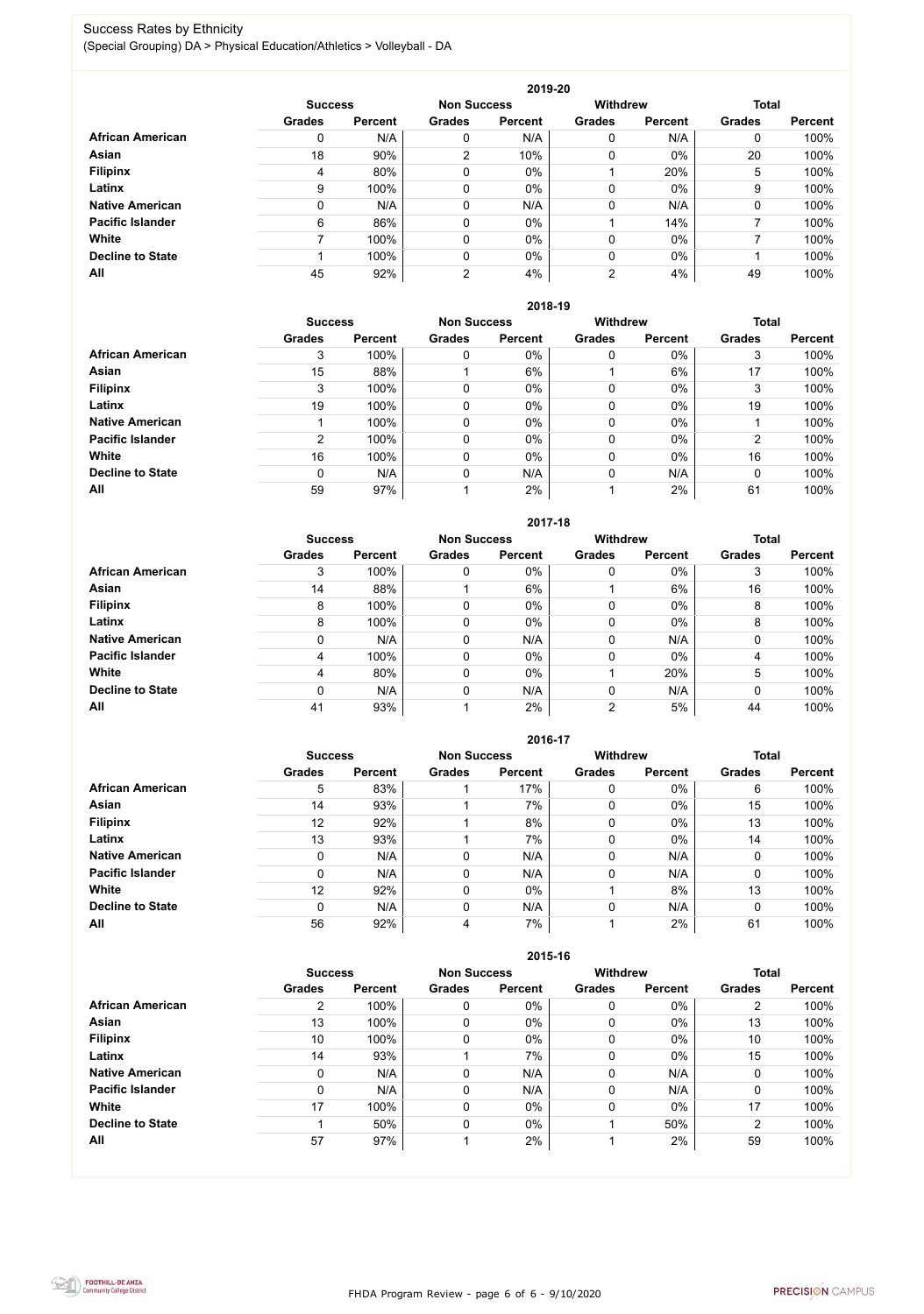# Success Rates by Ethnicity

(Special Grouping) DA > Physical Education/Athletics > Volleyball - DA

## 2019-20

| | Success | | Non Success | | Withdrew | | Total | |
|---|---|---|---|---|---|---|---|---|
| | Grades | Percent | Grades | Percent | Grades | Percent | Grades | Percent |
| **African American** | 0 | N/A | 0 | N/A | 0 | N/A | 0 | 100% |
| **Asian** | 18 | 90% | 2 | 10% | 0 | 0% | 20 | 100% |
| **Filipinx** | 4 | 80% | 0 | 0% | 1 | 20% | 5 | 100% |
| **Latinx** | 9 | 100% | 0 | 0% | 0 | 0% | 9 | 100% |
| **Native American** | 0 | N/A | 0 | N/A | 0 | N/A | 0 | 100% |
| **Pacific Islander** | 6 | 86% | 0 | 0% | 1 | 14% | 7 | 100% |
| **White** | 7 | 100% | 0 | 0% | 0 | 0% | 7 | 100% |
| **Decline to State** | 1 | 100% | 0 | 0% | 0 | 0% | 1 | 100% |
| **All** | 45 | 92% | 2 | 4% | 2 | 4% | 49 | 100% |

## 2018-19

| | Success | | Non Success | | Withdrew | | Total | |
|---|---|---|---|---|---|---|---|---|
| | Grades | Percent | Grades | Percent | Grades | Percent | Grades | Percent |
| **African American** | 3 | 100% | 0 | 0% | 0 | 0% | 3 | 100% |
| **Asian** | 15 | 88% | 1 | 6% | 1 | 6% | 17 | 100% |
| **Filipinx** | 3 | 100% | 0 | 0% | 0 | 0% | 3 | 100% |
| **Latinx** | 19 | 100% | 0 | 0% | 0 | 0% | 19 | 100% |
| **Native American** | 1 | 100% | 0 | 0% | 0 | 0% | 1 | 100% |
| **Pacific Islander** | 2 | 100% | 0 | 0% | 0 | 0% | 2 | 100% |
| **White** | 16 | 100% | 0 | 0% | 0 | 0% | 16 | 100% |
| **Decline to State** | 0 | N/A | 0 | N/A | 0 | N/A | 0 | 100% |
| **All** | 59 | 97% | 1 | 2% | 1 | 2% | 61 | 100% |

## 2017-18

| | Success | | Non Success | | Withdrew | | Total | |
|---|---|---|---|---|---|---|---|---|
| | Grades | Percent | Grades | Percent | Grades | Percent | Grades | Percent |
| **African American** | 3 | 100% | 0 | 0% | 0 | 0% | 3 | 100% |
| **Asian** | 14 | 88% | 1 | 6% | 1 | 6% | 16 | 100% |
| **Filipinx** | 8 | 100% | 0 | 0% | 0 | 0% | 8 | 100% |
| **Latinx** | 8 | 100% | 0 | 0% | 0 | 0% | 8 | 100% |
| **Native American** | 0 | N/A | 0 | N/A | 0 | N/A | 0 | 100% |
| **Pacific Islander** | 4 | 100% | 0 | 0% | 0 | 0% | 4 | 100% |
| **White** | 4 | 80% | 0 | 0% | 1 | 20% | 5 | 100% |
| **Decline to State** | 0 | N/A | 0 | N/A | 0 | N/A | 0 | 100% |
| **All** | 41 | 93% | 1 | 2% | 2 | 5% | 44 | 100% |

## 2016-17

| | Success | | Non Success | | Withdrew | | Total | |
|---|---|---|---|---|---|---|---|---|
| | Grades | Percent | Grades | Percent | Grades | Percent | Grades | Percent |
| **African American** | 5 | 83% | 1 | 17% | 0 | 0% | 6 | 100% |
| **Asian** | 14 | 93% | 1 | 7% | 0 | 0% | 15 | 100% |
| **Filipinx** | 12 | 92% | 1 | 8% | 0 | 0% | 13 | 100% |
| **Latinx** | 13 | 93% | 1 | 7% | 0 | 0% | 14 | 100% |
| **Native American** | 0 | N/A | 0 | N/A | 0 | N/A | 0 | 100% |
| **Pacific Islander** | 0 | N/A | 0 | N/A | 0 | N/A | 0 | 100% |
| **White** | 12 | 92% | 0 | 0% | 1 | 8% | 13 | 100% |
| **Decline to State** | 0 | N/A | 0 | N/A | 0 | N/A | 0 | 100% |
| **All** | 56 | 92% | 4 | 7% | 1 | 2% | 61 | 100% |

## 2015-16

| | Success | | Non Success | | Withdrew | | Total | |
|---|---|---|---|---|---|---|---|---|
| | Grades | Percent | Grades | Percent | Grades | Percent | Grades | Percent |
| **African American** | 2 | 100% | 0 | 0% | 0 | 0% | 2 | 100% |
| **Asian** | 13 | 100% | 0 | 0% | 0 | 0% | 13 | 100% |
| **Filipinx** | 10 | 100% | 0 | 0% | 0 | 0% | 10 | 100% |
| **Latinx** | 14 | 93% | 1 | 7% | 0 | 0% | 15 | 100% |
| **Native American** | 0 | N/A | 0 | N/A | 0 | N/A | 0 | 100% |
| **Pacific Islander** | 0 | N/A | 0 | N/A | 0 | N/A | 0 | 100% |
| **White** | 17 | 100% | 0 | 0% | 0 | 0% | 17 | 100% |
| **Decline to State** | 1 | 50% | 0 | 0% | 1 | 50% | 2 | 100% |
| **All** | 57 | 97% | 1 | 2% | 1 | 2% | 59 | 100% |